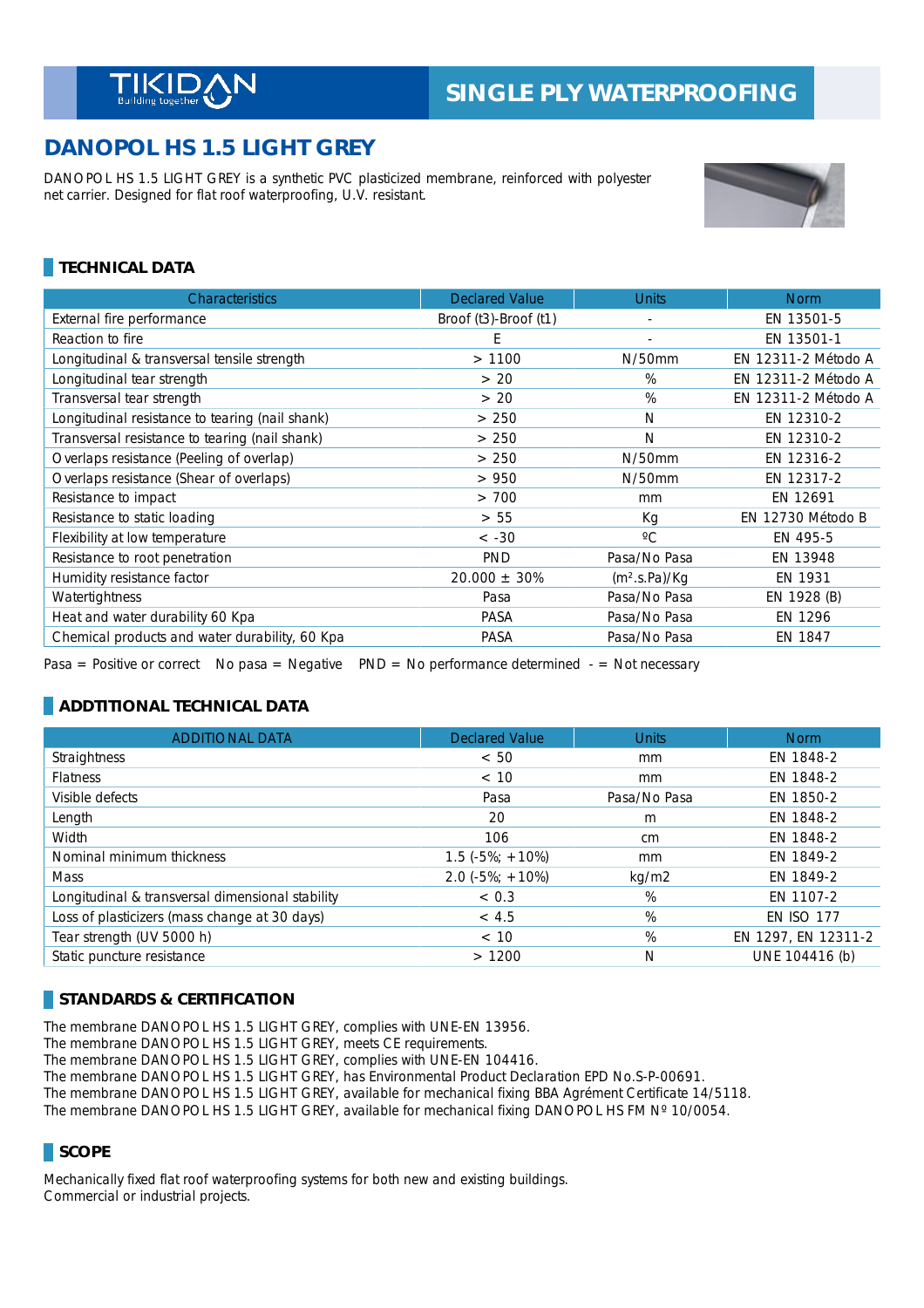TIKIDAN Building together

SINGLE PLY WATERPROOFING

# DANOPOL HS 1.5 LIGHT GREY

DANOPOL HS 1.5 LIGHT GREY is a synthetic PVC plasticized membrane, reinforced with polyester net carrier. Designed for flat roof waterproofing, U.V. resistant.

## TECHNICAL DATA

| Characteristics | Declared Value | Units | Norm |
|---|---|---|---|
| External fire performance | Broof (t3)-Broof (t1) | - | EN 13501-5 |
| Reaction to fire | E | - | EN 13501-1 |
| Longitudinal & transversal tensile strength | > 1100 | N/50mm | EN 12311-2 Método A |
| Longitudinal tear strength | > 20 | % | EN 12311-2 Método A |
| Transversal tear strength | > 20 | % | EN 12311-2 Método A |
| Longitudinal resistance to tearing (nail shank) | > 250 | N | EN 12310-2 |
| Transversal resistance to tearing (nail shank) | > 250 | N | EN 12310-2 |
| Overlaps resistance (Peeling of overlap) | > 250 | N/50mm | EN 12316-2 |
| Overlaps resistance (Shear of overlaps) | > 950 | N/50mm | EN 12317-2 |
| Resistance to impact | > 700 | mm | EN 12691 |
| Resistance to static loading | > 55 | Kg | EN 12730 Método B |
| Flexibility at low temperature | < -30 | ºC | EN 495-5 |
| Resistance to root penetration | PND | Pasa/No Pasa | EN 13948 |
| Humidity resistance factor | 20.000 ± 30% | ($m^2$.s.Pa)/Kg | EN 1931 |
| Watertightness | Pasa | Pasa/No Pasa | EN 1928 (B) |
| Heat and water durability 60 Kpa | PASA | Pasa/No Pasa | EN 1296 |
| Chemical products and water durability, 60 Kpa | PASA | Pasa/No Pasa | EN 1847 |

Pasa = Positive or correct  No pasa = Negative  PND = No performance determined  - = Not necessary

## ADDTITIONAL TECHNICAL DATA

| ADDITIONAL DATA | Declared Value | Units | Norm |
|---|---|---|---|
| Straightness | < 50 | mm | EN 1848-2 |
| Flatness | < 10 | mm | EN 1848-2 |
| Visible defects | Pasa | Pasa/No Pasa | EN 1850-2 |
| Length | 20 | m | EN 1848-2 |
| Width | 106 | cm | EN 1848-2 |
| Nominal minimum thickness | 1.5 (-5%; +10%) | mm | EN 1849-2 |
| Mass | 2.0 (-5%; +10%) | kg/m2 | EN 1849-2 |
| Longitudinal & transversal dimensional stability | < 0.3 | % | EN 1107-2 |
| Loss of plasticizers (mass change at 30 days) | < 4.5 | % | EN ISO 177 |
| Tear strength (UV 5000 h) | < 10 | % | EN 1297, EN 12311-2 |
| Static puncture resistance | > 1200 | N | UNE 104416 (b) |

## STANDARDS & CERTIFICATION

The membrane DANOPOL HS 1.5 LIGHT GREY, complies with UNE-EN 13956.
The membrane DANOPOL HS 1.5 LIGHT GREY, meets CE requirements.
The membrane DANOPOL HS 1.5 LIGHT GREY, complies with UNE-EN 104416.
The membrane DANOPOL HS 1.5 LIGHT GREY, has Environmental Product Declaration EPD No.S-P-00691.
The membrane DANOPOL HS 1.5 LIGHT GREY, available for mechanical fixing BBA Agrément Certificate 14/5118.
The membrane DANOPOL HS 1.5 LIGHT GREY, available for mechanical fixing DANOPOL HS FM Nº 10/0054.

## SCOPE

Mechanically fixed flat roof waterproofing systems for both new and existing buildings.
Commercial or industrial projects.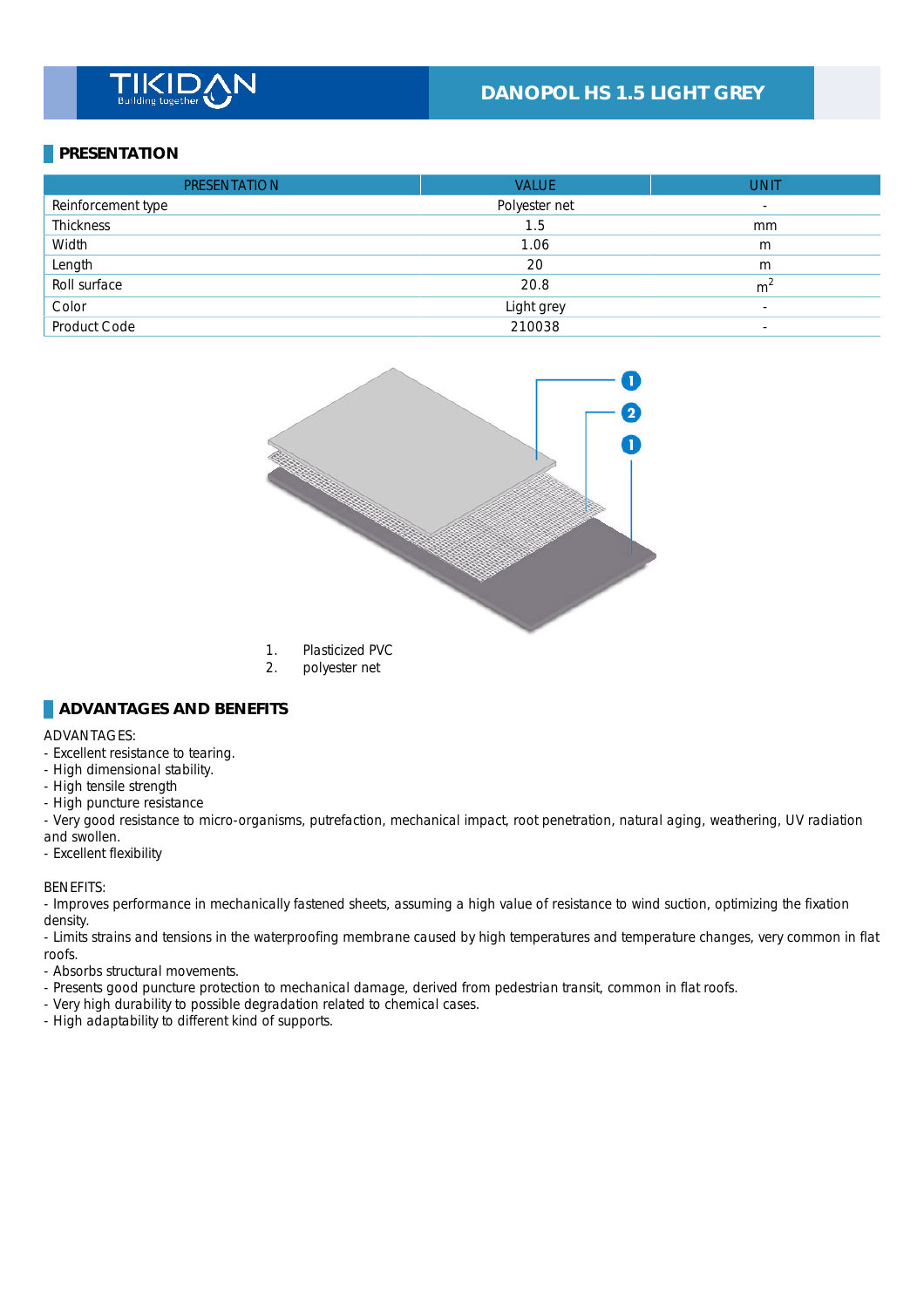DANOPOL HS 1.5 LIGHT GREY

## PRESENTATION

| PRESENTATION | VALUE | UNIT |
|---|---|---|
| Reinforcement type | Polyester net | - |
| Thickness | 1.5 | mm |
| Width | 1.06 | m |
| Length | 20 | m |
| Roll surface | 20.8 | $m^2$ |
| Color | Light grey | - |
| Product Code | 210038 | - |

1. Plasticized PVC
2. polyester net

## ADVANTAGES AND BENEFITS

ADVANTAGES:
- Excellent resistance to tearing.
- High dimensional stability.
- High tensile strength
- High puncture resistance
- Very good resistance to micro-organisms, putrefaction, mechanical impact, root penetration, natural aging, weathering, UV radiation and swollen.
- Excellent flexibility

BENEFITS:
- Improves performance in mechanically fastened sheets, assuming a high value of resistance to wind suction, optimizing the fixation density.
- Limits strains and tensions in the waterproofing membrane caused by high temperatures and temperature changes, very common in flat roofs.
- Absorbs structural movements.
- Presents good puncture protection to mechanical damage, derived from pedestrian transit, common in flat roofs.
- Very high durability to possible degradation related to chemical cases.
- High adaptability to different kind of supports.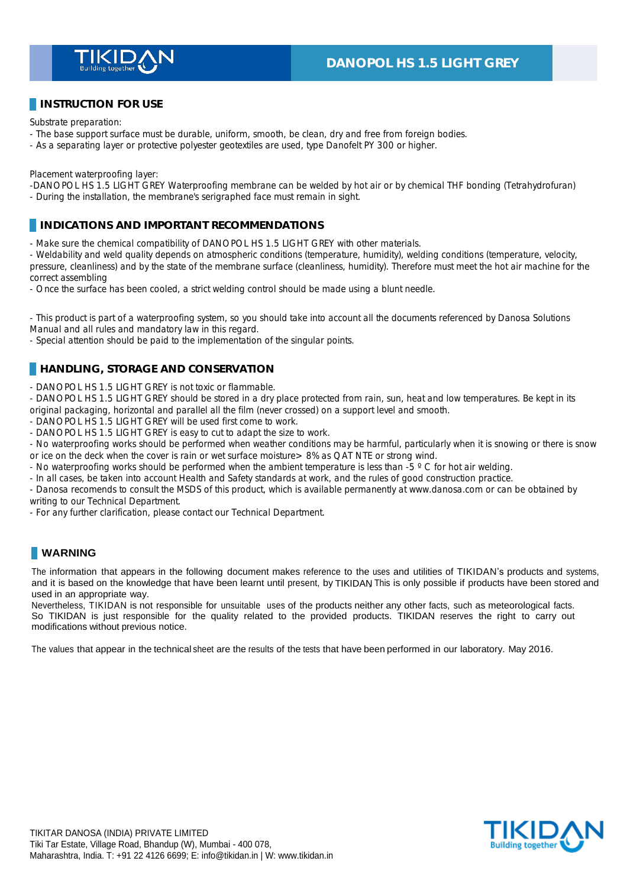## INSTRUCTION FOR USE

Substrate preparation:

- The base support surface must be durable, uniform, smooth, be clean, dry and free from foreign bodies.
- As a separating layer or protective polyester geotextiles are used, type Danofelt PY 300 or higher.

Placement waterproofing layer:

-DANOPOL HS 1.5 LIGHT GREY Waterproofing membrane can be welded by hot air or by chemical THF bonding (Tetrahydrofuran)
- During the installation, the membrane's serigraphed face must remain in sight.

## INDICATIONS AND IMPORTANT RECOMMENDATIONS

- Make sure the chemical compatibility of DANOPOL HS 1.5 LIGHT GREY with other materials.
- Weldability and weld quality depends on atmospheric conditions (temperature, humidity), welding conditions (temperature, velocity, pressure, cleanliness) and by the state of the membrane surface (cleanliness, humidity). Therefore must meet the hot air machine for the correct assembling
- Once the surface has been cooled, a strict welding control should be made using a blunt needle.

- This product is part of a waterproofing system, so you should take into account all the documents referenced by Danosa Solutions Manual and all rules and mandatory law in this regard.
- Special attention should be paid to the implementation of the singular points.

## HANDLING, STORAGE AND CONSERVATION

- DANOPOL HS 1.5 LIGHT GREY is not toxic or flammable.
- DANOPOL HS 1.5 LIGHT GREY should be stored in a dry place protected from rain, sun, heat and low temperatures. Be kept in its original packaging, horizontal and parallel all the film (never crossed) on a support level and smooth.
- DANOPOL HS 1.5 LIGHT GREY will be used first come to work.
- DANOPOL HS 1.5 LIGHT GREY is easy to cut to adapt the size to work.
- No waterproofing works should be performed when weather conditions may be harmful, particularly when it is snowing or there is snow or ice on the deck when the cover is rain or wet surface moisture> 8% as QAT NTE or strong wind.
- No waterproofing works should be performed when the ambient temperature is less than -5 º C for hot air welding.
- In all cases, be taken into account Health and Safety standards at work, and the rules of good construction practice.
- Danosa recomends to consult the MSDS of this product, which is available permanently at www.danosa.com or can be obtained by writing to our Technical Department.
- For any further clarification, please contact our Technical Department.

## WARNING

The information that appears in the following document makes reference to the uses and utilities of TIKIDAN's products and systems, and it is based on the knowledge that have been learnt until present, by TIKIDAN. This is only possible if products have been stored and used in an appropriate way.
Nevertheless, TIKIDAN is not responsible for unsuitable uses of the products neither any other facts, such as meteorological facts. So TIKIDAN is just responsible for the quality related to the provided products. TIKIDAN reserves the right to carry out modifications without previous notice.

The values that appear in the technical sheet are the results of the tests that have been performed in our laboratory. May 2016.

TIKITAR DANOSA (INDIA) PRIVATE LIMITED
Tiki Tar Estate, Village Road, Bhandup (W), Mumbai - 400 078,
Maharashtra, India. T: +91 22 4126 6699; E: info@tikidan.in | W: www.tikidan.in